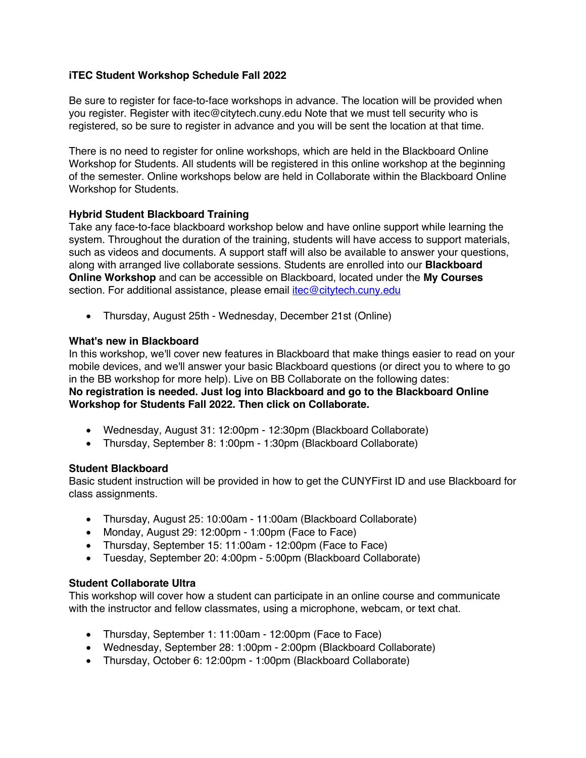**iTEC Student Workshop Schedule Fall 2022**

Be sure to register for face-to-face workshops in advance. The location will be provided when you register. Register with itec@citytech.cuny.edu Note that we must tell security who is registered, so be sure to register in advance and you will be sent the location at that time.

There is no need to register for online workshops, which are held in the Blackboard Online Workshop for Students. All students will be registered in this online workshop at the beginning of the semester. Online workshops below are held in Collaborate within the Blackboard Online Workshop for Students.

**Hybrid Student Blackboard Training**

Take any face-to-face blackboard workshop below and have online support while learning the system. Throughout the duration of the training, students will have access to support materials, such as videos and documents. A support staff will also be available to answer your questions, along with arranged live collaborate sessions. Students are enrolled into our **Blackboard Online Workshop** and can be accessible on Blackboard, located under the **My Courses** section. For additional assistance, please email [itec@citytech.cuny.edu](mailto:itec@citytech.cuny.edu)

- Thursday, August 25th - Wednesday, December 21st (Online)

**What's new in Blackboard**

In this workshop, we'll cover new features in Blackboard that make things easier to read on your mobile devices, and we'll answer your basic Blackboard questions (or direct you to where to go in the BB workshop for more help). Live on BB Collaborate on the following dates:
**No registration is needed. Just log into Blackboard and go to the Blackboard Online Workshop for Students Fall 2022. Then click on Collaborate.**

- Wednesday, August 31: 12:00pm - 12:30pm (Blackboard Collaborate)
- Thursday, September 8: 1:00pm - 1:30pm (Blackboard Collaborate)

**Student Blackboard**

Basic student instruction will be provided in how to get the CUNYFirst ID and use Blackboard for class assignments.

- Thursday, August 25: 10:00am - 11:00am (Blackboard Collaborate)
- Monday, August 29: 12:00pm - 1:00pm (Face to Face)
- Thursday, September 15: 11:00am - 12:00pm (Face to Face)
- Tuesday, September 20: 4:00pm - 5:00pm (Blackboard Collaborate)

**Student Collaborate Ultra**

This workshop will cover how a student can participate in an online course and communicate with the instructor and fellow classmates, using a microphone, webcam, or text chat.

- Thursday, September 1: 11:00am - 12:00pm (Face to Face)
- Wednesday, September 28: 1:00pm - 2:00pm (Blackboard Collaborate)
- Thursday, October 6: 12:00pm - 1:00pm (Blackboard Collaborate)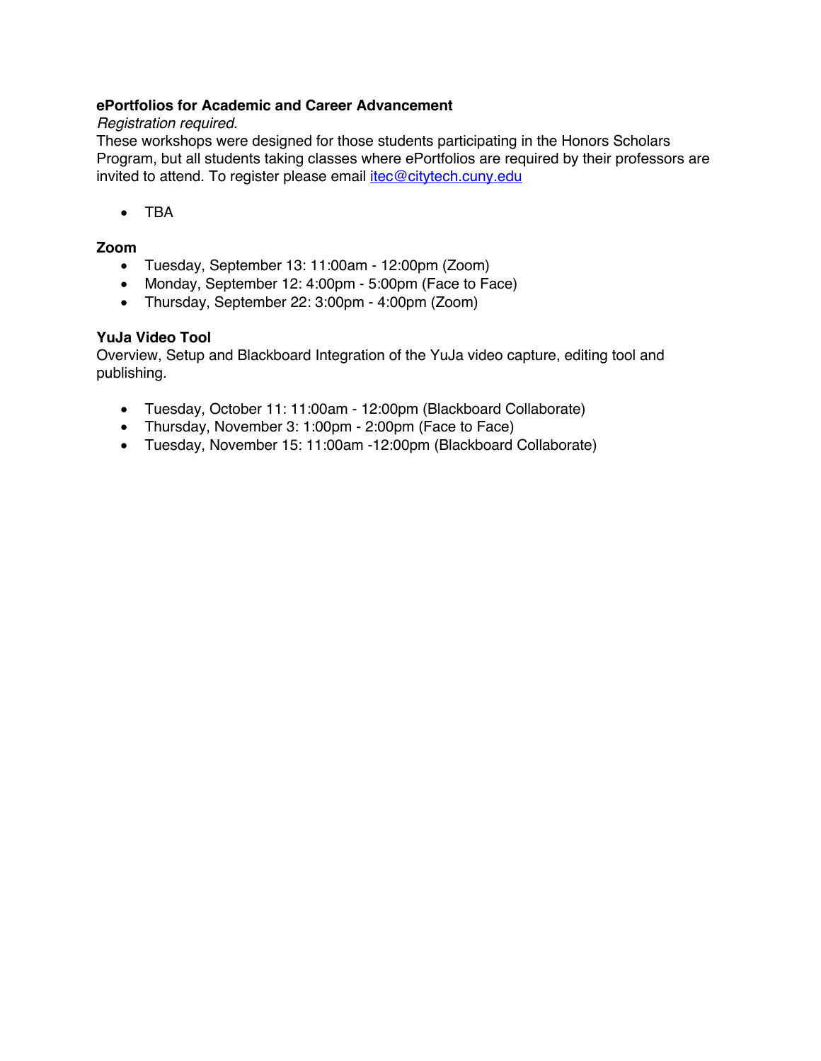**ePortfolios for Academic and Career Advancement**

*Registration required.*

These workshops were designed for those students participating in the Honors Scholars Program, but all students taking classes where ePortfolios are required by their professors are invited to attend. To register please email itec@citytech.cuny.edu

- TBA

**Zoom**

- Tuesday, September 13: 11:00am - 12:00pm (Zoom)
- Monday, September 12: 4:00pm - 5:00pm (Face to Face)
- Thursday, September 22: 3:00pm - 4:00pm (Zoom)

**YuJa Video Tool**

Overview, Setup and Blackboard Integration of the YuJa video capture, editing tool and publishing.

- Tuesday, October 11: 11:00am - 12:00pm (Blackboard Collaborate)
- Thursday, November 3: 1:00pm - 2:00pm (Face to Face)
- Tuesday, November 15: 11:00am -12:00pm (Blackboard Collaborate)